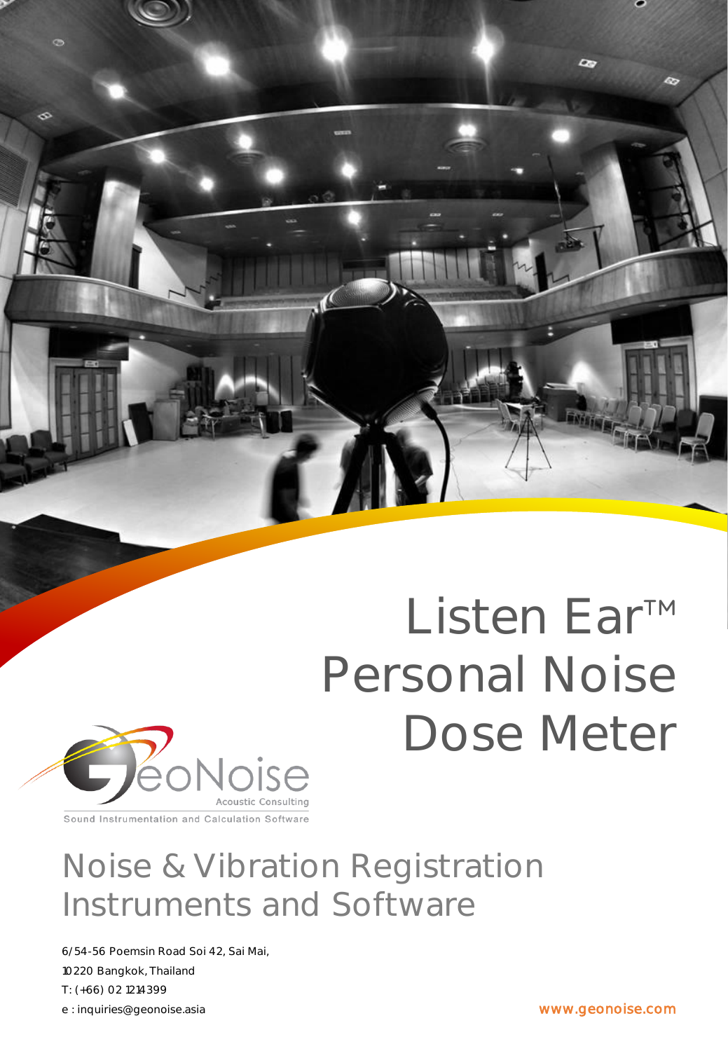# Listen Ear™ Personal Noise Dose Meter

GeoNoise
Acoustic Consulting
Sound Instrumentation and Calculation Software

## Noise & Vibration Registration Instruments and Software

6/54-56 Poemsin Road Soi 42, Sai Mai,
10220 Bangkok, Thailand
T: (+66) 02 1214399
e : inquiries@geonoise.asia

www.geonoise.com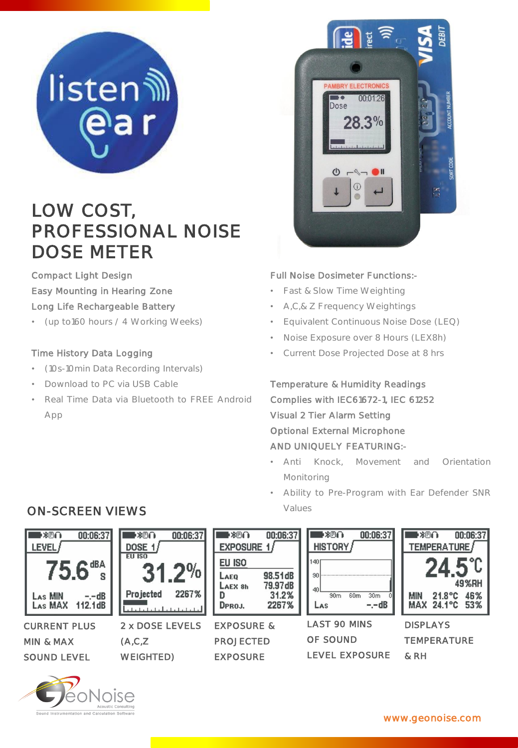# LOW COST, PROFESSIONAL NOISE DOSE METER

Compact Light Design

Easy Mounting in Hearing Zone

Long Life Rechargeable Battery

- (up to160 hours / 4 Working Weeks)

Time History Data Logging

- (10s-10min Data Recording Intervals)
- Download to PC via USB Cable
- Real Time Data via Bluetooth to FREE Android App

Full Noise Dosimeter Functions:-

- Fast & Slow Time Weighting
- A,C,& Z Frequency Weightings
- Equivalent Continuous Noise Dose (LEQ)
- Noise Exposure over 8 Hours (LEX8h)
- Current Dose Projected Dose at 8 hrs

Temperature & Humidity Readings

Complies with IEC61672-1, IEC 61252

Visual 2 Tier Alarm Setting

Optional External Microphone

AND UNIQUELY FEATURING:-

- Anti Knock, Movement and Orientation Monitoring
- Ability to Pre-Program with Ear Defender SNR Values

## ON-SCREEN VIEWS

CURRENT PLUS MIN & MAX SOUND LEVEL

2 x DOSE LEVELS (A,C,Z WEIGHTED)

EXPOSURE & PROJECTED EXPOSURE

LAST 90 MINS OF SOUND LEVEL EXPOSURE

DISPLAYS TEMPERATURE & RH

www.geonoise.com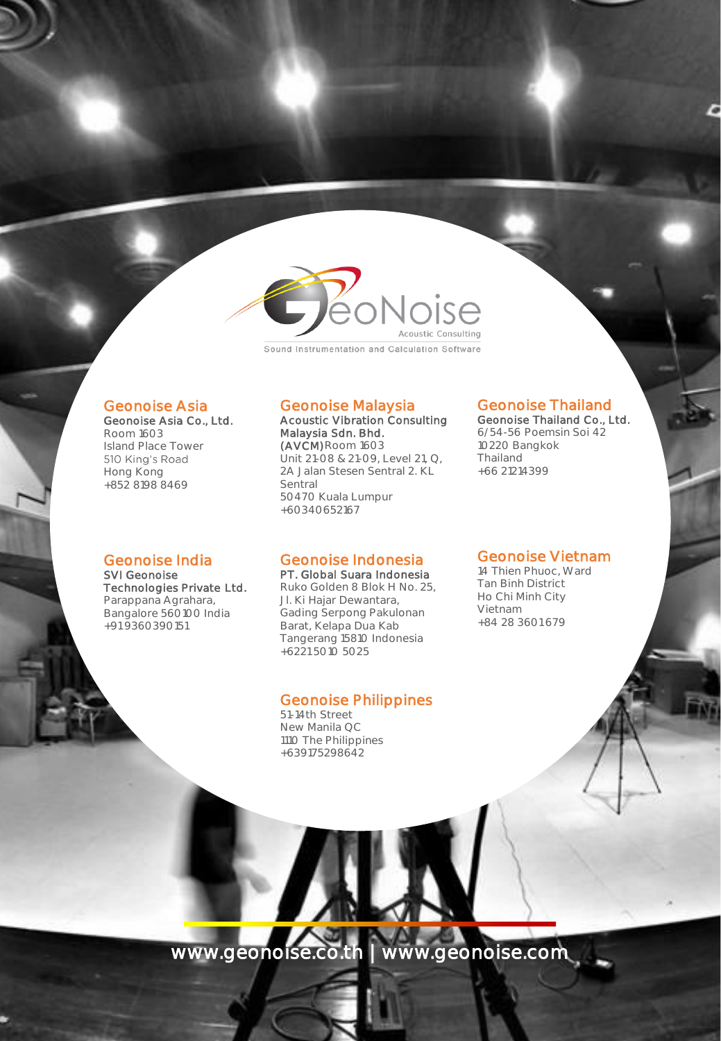GeoNoise
Acoustic Consulting
Sound Instrumentation and Calculation Software

## Geonoise Asia

**Geonoise Asia Co., Ltd.**
Room 1603
Island Place Tower
510 King's Road
Hong Kong
+852 8198 8469

## Geonoise Malaysia

**Acoustic Vibration Consulting Malaysia Sdn. Bhd. (AVCM)** Room 1603
Unit 21-08 & 21-09, Level 21, Q, 2A Jalan Stesen Sentral 2. KL Sentral
50470 Kuala Lumpur
+60340652167

## Geonoise Thailand

**Geonoise Thailand Co., Ltd.**
6/54-56 Poemsin Soi 42
10220 Bangkok
Thailand
+66 21214399

## Geonoise India

**SVI Geonoise Technologies Private Ltd.**
Parappana Agrahara,
Bangalore 560100 India
+919360390151

## Geonoise Indonesia

**PT. Global Suara Indonesia**
Ruko Golden 8 Blok H No. 25,
Jl. Ki Hajar Dewantara,
Gading Serpong Pakulonan Barat, Kelapa Dua Kab
Tangerang 15810 Indonesia
+62215010 5025

## Geonoise Vietnam

14 Thien Phuoc, Ward
Tan Binh District
Ho Chi Minh City
Vietnam
+84 28 3601679

## Geonoise Philippines

51-14th Street
New Manila QC
1110 The Philippines
+639175298642

www.geonoise.co.th | www.geonoise.com